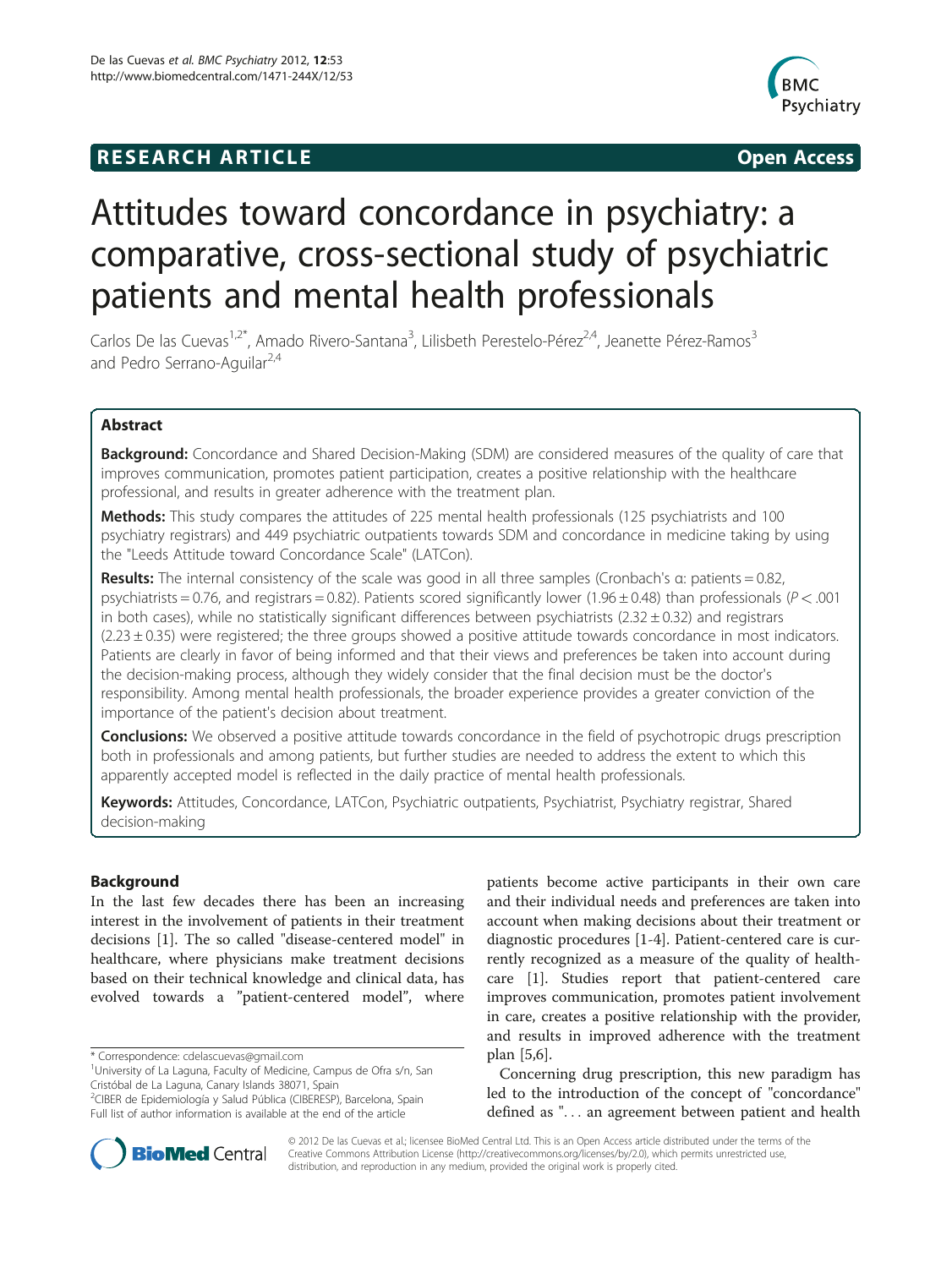RESEARCH ARTICLE Open Access

# Attitudes toward concordance in psychiatry: a comparative, cross-sectional study of psychiatric patients and mental health professionals

Carlos De las Cuevas[1,2*], Amado Rivero-Santana[3], Lilisbeth Perestelo-Pérez[2,4], Jeanette Pérez-Ramos[3] and Pedro Serrano-Aguilar[2,4]

## Abstract

**Background:** Concordance and Shared Decision-Making (SDM) are considered measures of the quality of care that improves communication, promotes patient participation, creates a positive relationship with the healthcare professional, and results in greater adherence with the treatment plan.

**Methods:** This study compares the attitudes of 225 mental health professionals (125 psychiatrists and 100 psychiatry registrars) and 449 psychiatric outpatients towards SDM and concordance in medicine taking by using the "Leeds Attitude toward Concordance Scale" (LATCon).

**Results:** The internal consistency of the scale was good in all three samples (Cronbach's α: patients = 0.82, psychiatrists = 0.76, and registrars = 0.82). Patients scored significantly lower (1.96 ± 0.48) than professionals ($P < .001$ in both cases), while no statistically significant differences between psychiatrists (2.32 ± 0.32) and registrars (2.23 ± 0.35) were registered; the three groups showed a positive attitude towards concordance in most indicators. Patients are clearly in favor of being informed and that their views and preferences be taken into account during the decision-making process, although they widely consider that the final decision must be the doctor's responsibility. Among mental health professionals, the broader experience provides a greater conviction of the importance of the patient's decision about treatment.

**Conclusions:** We observed a positive attitude towards concordance in the field of psychotropic drugs prescription both in professionals and among patients, but further studies are needed to address the extent to which this apparently accepted model is reflected in the daily practice of mental health professionals.

**Keywords:** Attitudes, Concordance, LATCon, Psychiatric outpatients, Psychiatrist, Psychiatry registrar, Shared decision-making

## Background

In the last few decades there has been an increasing interest in the involvement of patients in their treatment decisions [1]. The so called "disease-centered model" in healthcare, where physicians make treatment decisions based on their technical knowledge and clinical data, has evolved towards a "patient-centered model", where patients become active participants in their own care and their individual needs and preferences are taken into account when making decisions about their treatment or diagnostic procedures [1-4]. Patient-centered care is currently recognized as a measure of the quality of healthcare [1]. Studies report that patient-centered care improves communication, promotes patient involvement in care, creates a positive relationship with the provider, and results in improved adherence with the treatment plan [5,6].

Concerning drug prescription, this new paradigm has led to the introduction of the concept of "concordance" defined as "... an agreement between patient and health

\* Correspondence: cdelascuevas@gmail.com
[1]University of La Laguna, Faculty of Medicine, Campus de Ofra s/n, San Cristóbal de La Laguna, Canary Islands 38071, Spain
[2]CIBER de Epidemiología y Salud Pública (CIBERESP), Barcelona, Spain
Full list of author information is available at the end of the article

© 2012 De las Cuevas et al.; licensee BioMed Central Ltd. This is an Open Access article distributed under the terms of the Creative Commons Attribution License (http://creativecommons.org/licenses/by/2.0), which permits unrestricted use, distribution, and reproduction in any medium, provided the original work is properly cited.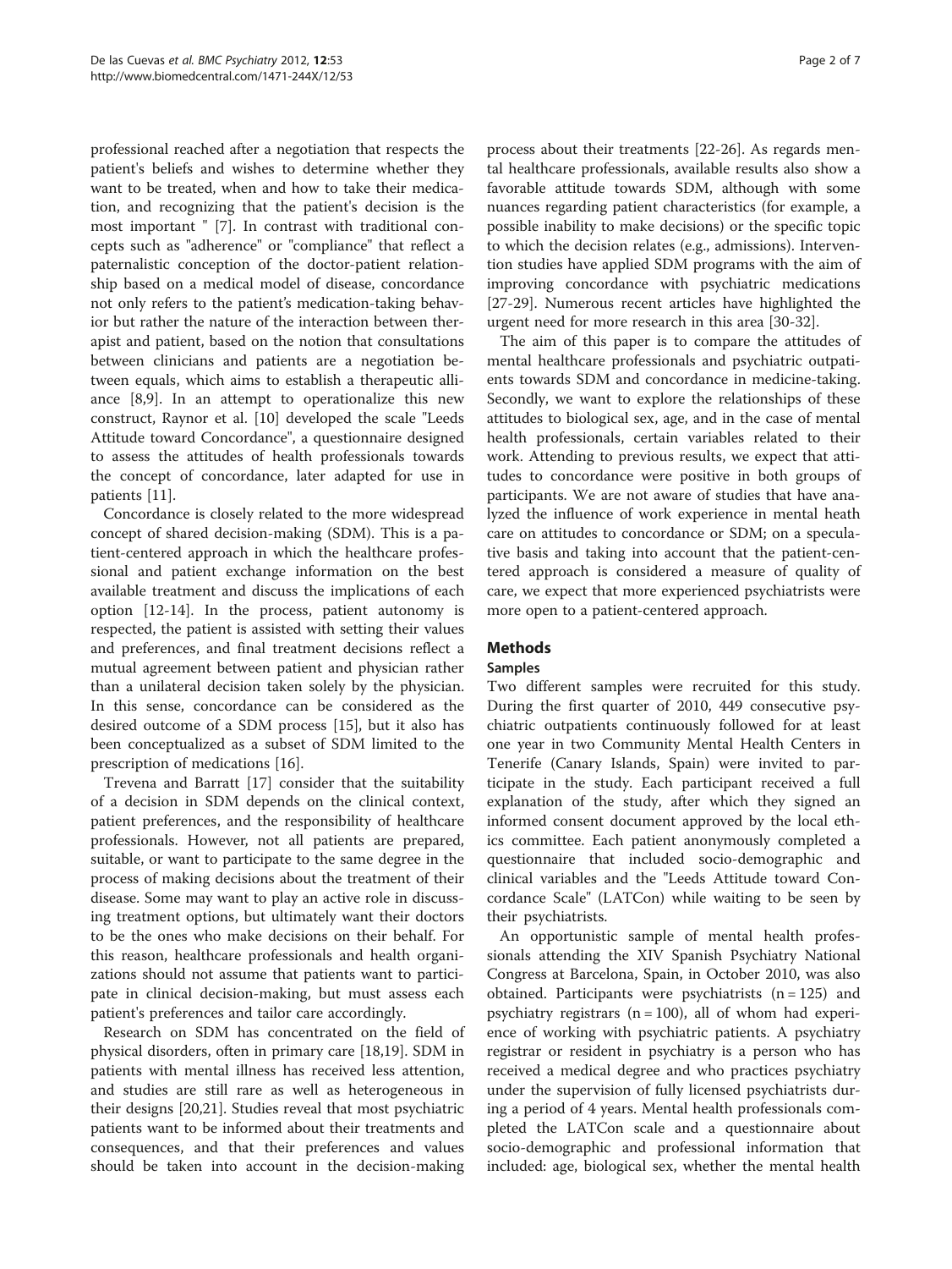professional reached after a negotiation that respects the patient's beliefs and wishes to determine whether they want to be treated, when and how to take their medication, and recognizing that the patient's decision is the most important " [7]. In contrast with traditional concepts such as "adherence" or "compliance" that reflect a paternalistic conception of the doctor-patient relationship based on a medical model of disease, concordance not only refers to the patient's medication-taking behavior but rather the nature of the interaction between therapist and patient, based on the notion that consultations between clinicians and patients are a negotiation between equals, which aims to establish a therapeutic alliance [8,9]. In an attempt to operationalize this new construct, Raynor et al. [10] developed the scale "Leeds Attitude toward Concordance", a questionnaire designed to assess the attitudes of health professionals towards the concept of concordance, later adapted for use in patients [11].

Concordance is closely related to the more widespread concept of shared decision-making (SDM). This is a patient-centered approach in which the healthcare professional and patient exchange information on the best available treatment and discuss the implications of each option [12-14]. In the process, patient autonomy is respected, the patient is assisted with setting their values and preferences, and final treatment decisions reflect a mutual agreement between patient and physician rather than a unilateral decision taken solely by the physician. In this sense, concordance can be considered as the desired outcome of a SDM process [15], but it also has been conceptualized as a subset of SDM limited to the prescription of medications [16].

Trevena and Barratt [17] consider that the suitability of a decision in SDM depends on the clinical context, patient preferences, and the responsibility of healthcare professionals. However, not all patients are prepared, suitable, or want to participate to the same degree in the process of making decisions about the treatment of their disease. Some may want to play an active role in discussing treatment options, but ultimately want their doctors to be the ones who make decisions on their behalf. For this reason, healthcare professionals and health organizations should not assume that patients want to participate in clinical decision-making, but must assess each patient's preferences and tailor care accordingly.

Research on SDM has concentrated on the field of physical disorders, often in primary care [18,19]. SDM in patients with mental illness has received less attention, and studies are still rare as well as heterogeneous in their designs [20,21]. Studies reveal that most psychiatric patients want to be informed about their treatments and consequences, and that their preferences and values should be taken into account in the decision-making process about their treatments [22-26]. As regards mental healthcare professionals, available results also show a favorable attitude towards SDM, although with some nuances regarding patient characteristics (for example, a possible inability to make decisions) or the specific topic to which the decision relates (e.g., admissions). Intervention studies have applied SDM programs with the aim of improving concordance with psychiatric medications [27-29]. Numerous recent articles have highlighted the urgent need for more research in this area [30-32].

The aim of this paper is to compare the attitudes of mental healthcare professionals and psychiatric outpatients towards SDM and concordance in medicine-taking. Secondly, we want to explore the relationships of these attitudes to biological sex, age, and in the case of mental health professionals, certain variables related to their work. Attending to previous results, we expect that attitudes to concordance were positive in both groups of participants. We are not aware of studies that have analyzed the influence of work experience in mental heath care on attitudes to concordance or SDM; on a speculative basis and taking into account that the patient-centered approach is considered a measure of quality of care, we expect that more experienced psychiatrists were more open to a patient-centered approach.

## Methods

### Samples

Two different samples were recruited for this study. During the first quarter of 2010, 449 consecutive psychiatric outpatients continuously followed for at least one year in two Community Mental Health Centers in Tenerife (Canary Islands, Spain) were invited to participate in the study. Each participant received a full explanation of the study, after which they signed an informed consent document approved by the local ethics committee. Each patient anonymously completed a questionnaire that included socio-demographic and clinical variables and the "Leeds Attitude toward Concordance Scale" (LATCon) while waiting to be seen by their psychiatrists.

An opportunistic sample of mental health professionals attending the XIV Spanish Psychiatry National Congress at Barcelona, Spain, in October 2010, was also obtained. Participants were psychiatrists (n = 125) and psychiatry registrars (n = 100), all of whom had experience of working with psychiatric patients. A psychiatry registrar or resident in psychiatry is a person who has received a medical degree and who practices psychiatry under the supervision of fully licensed psychiatrists during a period of 4 years. Mental health professionals completed the LATCon scale and a questionnaire about socio-demographic and professional information that included: age, biological sex, whether the mental health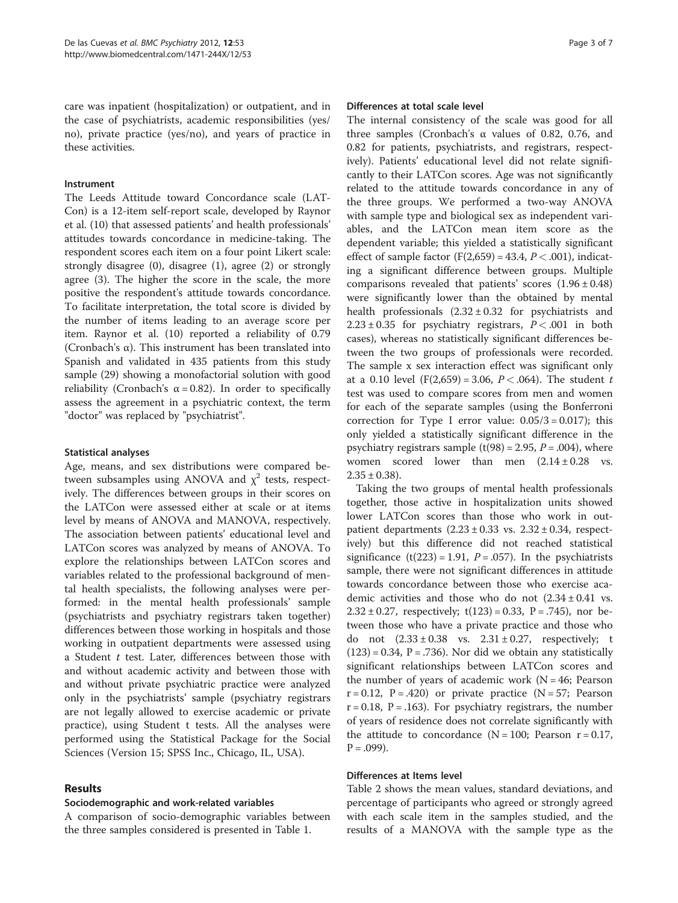care was inpatient (hospitalization) or outpatient, and in the case of psychiatrists, academic responsibilities (yes/no), private practice (yes/no), and years of practice in these activities.

### Instrument

The Leeds Attitude toward Concordance scale (LATCon) is a 12-item self-report scale, developed by Raynor et al. (10) that assessed patients' and health professionals' attitudes towards concordance in medicine-taking. The respondent scores each item on a four point Likert scale: strongly disagree (0), disagree (1), agree (2) or strongly agree (3). The higher the score in the scale, the more positive the respondent's attitude towards concordance. To facilitate interpretation, the total score is divided by the number of items leading to an average score per item. Raynor et al. (10) reported a reliability of 0.79 (Cronbach's α). This instrument has been translated into Spanish and validated in 435 patients from this study sample (29) showing a monofactorial solution with good reliability (Cronbach's α = 0.82). In order to specifically assess the agreement in a psychiatric context, the term "doctor" was replaced by "psychiatrist".

### Statistical analyses

Age, means, and sex distributions were compared between subsamples using ANOVA and $\chi^2$ tests, respectively. The differences between groups in their scores on the LATCon were assessed either at scale or at items level by means of ANOVA and MANOVA, respectively. The association between patients' educational level and LATCon scores was analyzed by means of ANOVA. To explore the relationships between LATCon scores and variables related to the professional background of mental health specialists, the following analyses were performed: in the mental health professionals' sample (psychiatrists and psychiatry registrars taken together) differences between those working in hospitals and those working in outpatient departments were assessed using a Student *t* test. Later, differences between those with and without academic activity and between those with and without private psychiatric practice were analyzed only in the psychiatrists' sample (psychiatry registrars are not legally allowed to exercise academic or private practice), using Student t tests. All the analyses were performed using the Statistical Package for the Social Sciences (Version 15; SPSS Inc., Chicago, IL, USA).

## Results

### Sociodemographic and work-related variables

A comparison of socio-demographic variables between the three samples considered is presented in Table 1.

### Differences at total scale level

The internal consistency of the scale was good for all three samples (Cronbach's α values of 0.82, 0.76, and 0.82 for patients, psychiatrists, and registrars, respectively). Patients' educational level did not relate significantly to their LATCon scores. Age was not significantly related to the attitude towards concordance in any of the three groups. We performed a two-way ANOVA with sample type and biological sex as independent variables, and the LATCon mean item score as the dependent variable; this yielded a statistically significant effect of sample factor ($F(2,659) = 43.4$, $P < .001$), indicating a significant difference between groups. Multiple comparisons revealed that patients' scores ($1.96 \pm 0.48$) were significantly lower than the obtained by mental health professionals ($2.32 \pm 0.32$ for psychiatrists and $2.23 \pm 0.35$ for psychiatry registrars, $P < .001$ in both cases), whereas no statistically significant differences between the two groups of professionals were recorded. The sample x sex interaction effect was significant only at a 0.10 level ($F(2,659) = 3.06$, $P < .064$). The student *t* test was used to compare scores from men and women for each of the separate samples (using the Bonferroni correction for Type I error value: $0.05/3 = 0.017$); this only yielded a statistically significant difference in the psychiatry registrars sample ($t(98) = 2.95$, $P = .004$), where women scored lower than men ($2.14 \pm 0.28$ vs. $2.35 \pm 0.38$).

Taking the two groups of mental health professionals together, those active in hospitalization units showed lower LATCon scores than those who work in outpatient departments ($2.23 \pm 0.33$ vs. $2.32 \pm 0.34$, respectively) but this difference did not reached statistical significance ($t(223) = 1.91$, $P = .057$). In the psychiatrists sample, there were not significant differences in attitude towards concordance between those who exercise academic activities and those who do not ($2.34 \pm 0.41$ vs. $2.32 \pm 0.27$, respectively; $t(123) = 0.33$, $P = .745$), nor between those who have a private practice and those who do not ($2.33 \pm 0.38$ vs. $2.31 \pm 0.27$, respectively; $t(123) = 0.34$, $P = .736$). Nor did we obtain any statistically significant relationships between LATCon scores and the number of years of academic work ($N = 46$; Pearson $r = 0.12$, $P = .420$) or private practice ($N = 57$; Pearson $r = 0.18$, $P = .163$). For psychiatry registrars, the number of years of residence does not correlate significantly with the attitude to concordance ($N = 100$; Pearson $r = 0.17$, $P = .099$).

### Differences at Items level

Table 2 shows the mean values, standard deviations, and percentage of participants who agreed or strongly agreed with each scale item in the samples studied, and the results of a MANOVA with the sample type as the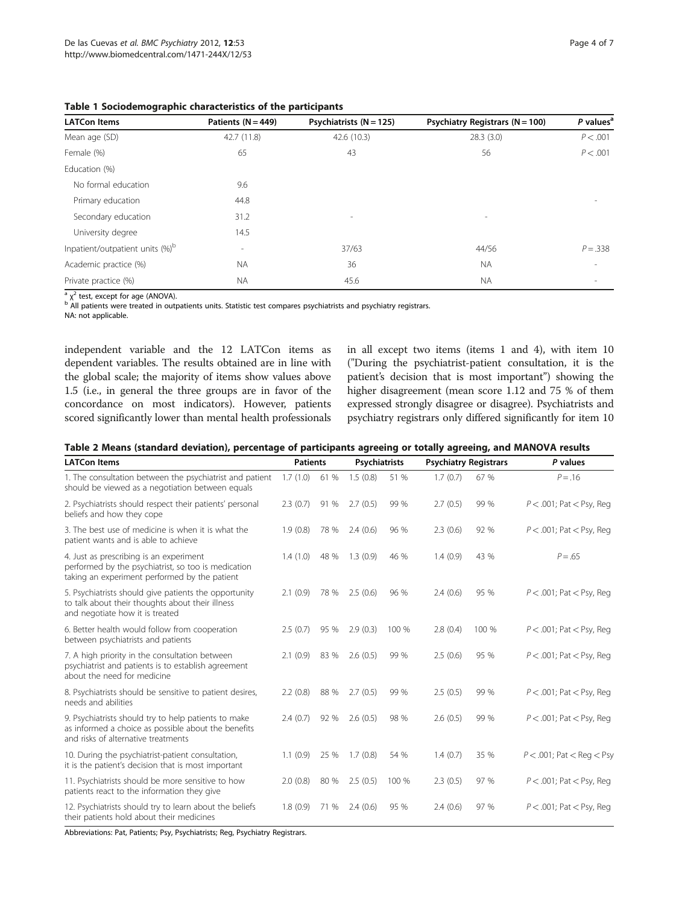**Table 1 Sociodemographic characteristics of the participants**

| LATCon Items | Patients (N = 449) | Psychiatrists (N = 125) | Psychiatry Registrars (N = 100) | *P* values[a] |
|---|---|---|---|---|
| Mean age (SD) | 42.7 (11.8) | 42.6 (10.3) | 28.3 (3.0) | $P < .001$ |
| Female (%) | 65 | 43 | 56 | $P < .001$ |
| Education (%) | | | | |
| No formal education | 9.6 | | | |
| Primary education | 44.8 | | | - |
| Secondary education | 31.2 | - | - | |
| University degree | 14.5 | | | |
| Inpatient/outpatient units (%)[b] | - | 37/63 | 44/56 | $P = .338$ |
| Academic practice (%) | NA | 36 | NA | - |
| Private practice (%) | NA | 45.6 | NA | - |

[a] $\chi^2$ test, except for age (ANOVA).
[b] All patients were treated in outpatients units. Statistic test compares psychiatrists and psychiatry registrars.
NA: not applicable.

independent variable and the 12 LATCon items as dependent variables. The results obtained are in line with the global scale; the majority of items show values above 1.5 (i.e., in general the three groups are in favor of the concordance on most indicators). However, patients scored significantly lower than mental health professionals in all except two items (items 1 and 4), with item 10 ("During the psychiatrist-patient consultation, it is the patient's decision that is most important") showing the higher disagreement (mean score 1.12 and 75 % of them expressed strongly disagree or disagree). Psychiatrists and psychiatry registrars only differed significantly for item 10

**Table 2 Means (standard deviation), percentage of participants agreeing or totally agreeing, and MANOVA results**

| LATCon Items | Patients | | Psychiatrists | | Psychiatry Registrars | | P values |
|---|---|---|---|---|---|---|---|
| 1. The consultation between the psychiatrist and patient should be viewed as a negotiation between equals | 1.7 (1.0) | 61 % | 1.5 (0.8) | 51 % | 1.7 (0.7) | 67 % | $P = .16$ |
| 2. Psychiatrists should respect their patients' personal beliefs and how they cope | 2.3 (0.7) | 91 % | 2.7 (0.5) | 99 % | 2.7 (0.5) | 99 % | $P < .001$; Pat < Psy, Reg |
| 3. The best use of medicine is when it is what the patient wants and is able to achieve | 1.9 (0.8) | 78 % | 2.4 (0.6) | 96 % | 2.3 (0.6) | 92 % | $P < .001$; Pat < Psy, Reg |
| 4. Just as prescribing is an experiment performed by the psychiatrist, so too is medication taking an experiment performed by the patient | 1.4 (1.0) | 48 % | 1.3 (0.9) | 46 % | 1.4 (0.9) | 43 % | $P = .65$ |
| 5. Psychiatrists should give patients the opportunity to talk about their thoughts about their illness and negotiate how it is treated | 2.1 (0.9) | 78 % | 2.5 (0.6) | 96 % | 2.4 (0.6) | 95 % | $P < .001$; Pat < Psy, Reg |
| 6. Better health would follow from cooperation between psychiatrists and patients | 2.5 (0.7) | 95 % | 2.9 (0.3) | 100 % | 2.8 (0.4) | 100 % | $P < .001$; Pat < Psy, Reg |
| 7. A high priority in the consultation between psychiatrist and patients is to establish agreement about the need for medicine | 2.1 (0.9) | 83 % | 2.6 (0.5) | 99 % | 2.5 (0.6) | 95 % | $P < .001$; Pat < Psy, Reg |
| 8. Psychiatrists should be sensitive to patient desires, needs and abilities | 2.2 (0.8) | 88 % | 2.7 (0.5) | 99 % | 2.5 (0.5) | 99 % | $P < .001$; Pat < Psy, Reg |
| 9. Psychiatrists should try to help patients to make as informed a choice as possible about the benefits and risks of alternative treatments | 2.4 (0.7) | 92 % | 2.6 (0.5) | 98 % | 2.6 (0.5) | 99 % | $P < .001$; Pat < Psy, Reg |
| 10. During the psychiatrist-patient consultation, it is the patient's decision that is most important | 1.1 (0.9) | 25 % | 1.7 (0.8) | 54 % | 1.4 (0.7) | 35 % | $P < .001$; Pat < Reg < Psy |
| 11. Psychiatrists should be more sensitive to how patients react to the information they give | 2.0 (0.8) | 80 % | 2.5 (0.5) | 100 % | 2.3 (0.5) | 97 % | $P < .001$; Pat < Psy, Reg |
| 12. Psychiatrists should try to learn about the beliefs their patients hold about their medicines | 1.8 (0.9) | 71 % | 2.4 (0.6) | 95 % | 2.4 (0.6) | 97 % | $P < .001$; Pat < Psy, Reg |

Abbreviations: Pat, Patients; Psy, Psychiatrists; Reg, Psychiatry Registrars.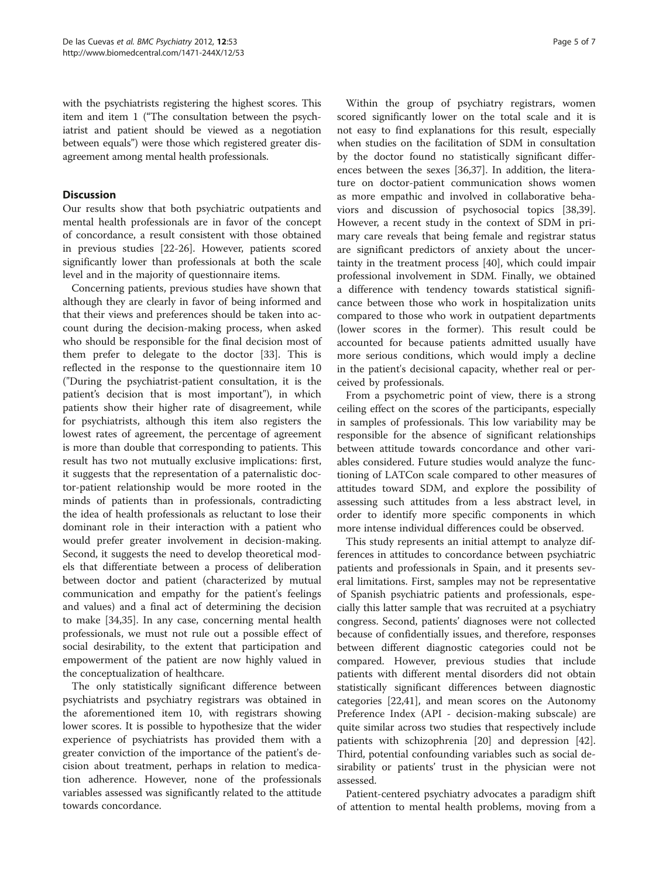with the psychiatrists registering the highest scores. This item and item 1 ("The consultation between the psychiatrist and patient should be viewed as a negotiation between equals") were those which registered greater disagreement among mental health professionals.

## Discussion

Our results show that both psychiatric outpatients and mental health professionals are in favor of the concept of concordance, a result consistent with those obtained in previous studies [22-26]. However, patients scored significantly lower than professionals at both the scale level and in the majority of questionnaire items.

Concerning patients, previous studies have shown that although they are clearly in favor of being informed and that their views and preferences should be taken into account during the decision-making process, when asked who should be responsible for the final decision most of them prefer to delegate to the doctor [33]. This is reflected in the response to the questionnaire item 10 ("During the psychiatrist-patient consultation, it is the patient's decision that is most important"), in which patients show their higher rate of disagreement, while for psychiatrists, although this item also registers the lowest rates of agreement, the percentage of agreement is more than double that corresponding to patients. This result has two not mutually exclusive implications: first, it suggests that the representation of a paternalistic doctor-patient relationship would be more rooted in the minds of patients than in professionals, contradicting the idea of health professionals as reluctant to lose their dominant role in their interaction with a patient who would prefer greater involvement in decision-making. Second, it suggests the need to develop theoretical models that differentiate between a process of deliberation between doctor and patient (characterized by mutual communication and empathy for the patient's feelings and values) and a final act of determining the decision to make [34,35]. In any case, concerning mental health professionals, we must not rule out a possible effect of social desirability, to the extent that participation and empowerment of the patient are now highly valued in the conceptualization of healthcare.

The only statistically significant difference between psychiatrists and psychiatry registrars was obtained in the aforementioned item 10, with registrars showing lower scores. It is possible to hypothesize that the wider experience of psychiatrists has provided them with a greater conviction of the importance of the patient's decision about treatment, perhaps in relation to medication adherence. However, none of the professionals variables assessed was significantly related to the attitude towards concordance.

Within the group of psychiatry registrars, women scored significantly lower on the total scale and it is not easy to find explanations for this result, especially when studies on the facilitation of SDM in consultation by the doctor found no statistically significant differences between the sexes [36,37]. In addition, the literature on doctor-patient communication shows women as more empathic and involved in collaborative behaviors and discussion of psychosocial topics [38,39]. However, a recent study in the context of SDM in primary care reveals that being female and registrar status are significant predictors of anxiety about the uncertainty in the treatment process [40], which could impair professional involvement in SDM. Finally, we obtained a difference with tendency towards statistical significance between those who work in hospitalization units compared to those who work in outpatient departments (lower scores in the former). This result could be accounted for because patients admitted usually have more serious conditions, which would imply a decline in the patient's decisional capacity, whether real or perceived by professionals.

From a psychometric point of view, there is a strong ceiling effect on the scores of the participants, especially in samples of professionals. This low variability may be responsible for the absence of significant relationships between attitude towards concordance and other variables considered. Future studies would analyze the functioning of LATCon scale compared to other measures of attitudes toward SDM, and explore the possibility of assessing such attitudes from a less abstract level, in order to identify more specific components in which more intense individual differences could be observed.

This study represents an initial attempt to analyze differences in attitudes to concordance between psychiatric patients and professionals in Spain, and it presents several limitations. First, samples may not be representative of Spanish psychiatric patients and professionals, especially this latter sample that was recruited at a psychiatry congress. Second, patients' diagnoses were not collected because of confidentially issues, and therefore, responses between different diagnostic categories could not be compared. However, previous studies that include patients with different mental disorders did not obtain statistically significant differences between diagnostic categories [22,41], and mean scores on the Autonomy Preference Index (API - decision-making subscale) are quite similar across two studies that respectively include patients with schizophrenia [20] and depression [42]. Third, potential confounding variables such as social desirability or patients' trust in the physician were not assessed.

Patient-centered psychiatry advocates a paradigm shift of attention to mental health problems, moving from a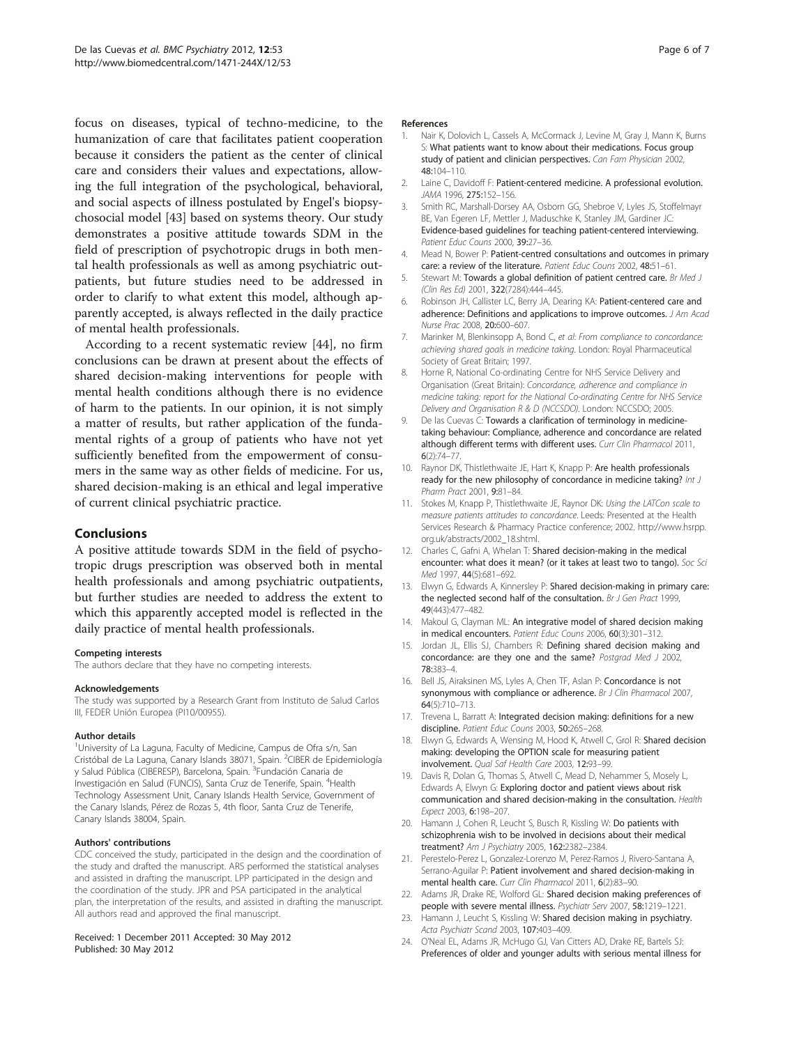focus on diseases, typical of techno-medicine, to the humanization of care that facilitates patient cooperation because it considers the patient as the center of clinical care and considers their values and expectations, allowing the full integration of the psychological, behavioral, and social aspects of illness postulated by Engel's biopsychosocial model [43] based on systems theory. Our study demonstrates a positive attitude towards SDM in the field of prescription of psychotropic drugs in both mental health professionals as well as among psychiatric outpatients, but future studies need to be addressed in order to clarify to what extent this model, although apparently accepted, is always reflected in the daily practice of mental health professionals.

According to a recent systematic review [44], no firm conclusions can be drawn at present about the effects of shared decision-making interventions for people with mental health conditions although there is no evidence of harm to the patients. In our opinion, it is not simply a matter of results, but rather application of the fundamental rights of a group of patients who have not yet sufficiently benefited from the empowerment of consumers in the same way as other fields of medicine. For us, shared decision-making is an ethical and legal imperative of current clinical psychiatric practice.

## Conclusions

A positive attitude towards SDM in the field of psychotropic drugs prescription was observed both in mental health professionals and among psychiatric outpatients, but further studies are needed to address the extent to which this apparently accepted model is reflected in the daily practice of mental health professionals.

#### Competing interests

The authors declare that they have no competing interests.

#### Acknowledgements

The study was supported by a Research Grant from Instituto de Salud Carlos III, FEDER Unión Europea (PI10/00955).

#### Author details

[1]University of La Laguna, Faculty of Medicine, Campus de Ofra s/n, San Cristóbal de La Laguna, Canary Islands 38071, Spain. [2]CIBER de Epidemiología y Salud Pública (CIBERESP), Barcelona, Spain. [3]Fundación Canaria de Investigación en Salud (FUNCIS), Santa Cruz de Tenerife, Spain. [4]Health Technology Assessment Unit, Canary Islands Health Service, Government of the Canary Islands, Pérez de Rozas 5, 4th floor, Santa Cruz de Tenerife, Canary Islands 38004, Spain.

#### Authors' contributions

CDC conceived the study, participated in the design and the coordination of the study and drafted the manuscript. ARS performed the statistical analyses and assisted in drafting the manuscript. LPP participated in the design and the coordination of the study. JPR and PSA participated in the analytical plan, the interpretation of the results, and assisted in drafting the manuscript. All authors read and approved the final manuscript.

Received: 1 December 2011 Accepted: 30 May 2012
Published: 30 May 2012

#### References

1. Nair K, Dolovich L, Cassels A, McCormack J, Levine M, Gray J, Mann K, Burns S: **What patients want to know about their medications. Focus group study of patient and clinician perspectives.** *Can Fam Physician* 2002, **48:**104–110.
2. Laine C, Davidoff F: **Patient-centered medicine. A professional evolution.** *JAMA* 1996, **275:**152–156.
3. Smith RC, Marshall-Dorsey AA, Osborn GG, Shebroe V, Lyles JS, Stoffelmayr BE, Van Egeren LF, Mettler J, Maduschke K, Stanley JM, Gardiner JC: **Evidence-based guidelines for teaching patient-centered interviewing.** *Patient Educ Couns* 2000, **39:**27–36.
4. Mead N, Bower P: **Patient-centred consultations and outcomes in primary care: a review of the literature.** *Patient Educ Couns* 2002, **48:**51–61.
5. Stewart M: **Towards a global definition of patient centred care.** *Br Med J (Clin Res Ed)* 2001, **322**(7284):444–445.
6. Robinson JH, Callister LC, Berry JA, Dearing KA: **Patient-centered care and adherence: Definitions and applications to improve outcomes.** *J Am Acad Nurse Prac* 2008, **20:**600–607.
7. Marinker M, Blenkinsopp A, Bond C, *et al*: *From compliance to concordance: achieving shared goals in medicine taking.* London: Royal Pharmaceutical Society of Great Britain; 1997.
8. Horne R, National Co-ordinating Centre for NHS Service Delivery and Organisation (Great Britain): *Concordance, adherence and compliance in medicine taking: report for the National Co-ordinating Centre for NHS Service Delivery and Organisation R & D (NCCSDO).* London: NCCSDO; 2005.
9. De las Cuevas C: **Towards a clarification of terminology in medicine-taking behaviour: Compliance, adherence and concordance are related although different terms with different uses.** *Curr Clin Pharmacol* 2011, **6**(2):74–77.
10. Raynor DK, Thistlethwaite JE, Hart K, Knapp P: **Are health professionals ready for the new philosophy of concordance in medicine taking?** *Int J Pharm Pract* 2001, **9:**81–84.
11. Stokes M, Knapp P, Thistlethwaite JE, Raynor DK: *Using the LATCon scale to measure patients attitudes to concordance.* Leeds: Presented at the Health Services Research & Pharmacy Practice conference; 2002. http://www.hsrpp.org.uk/abstracts/2002_18.shtml.
12. Charles C, Gafni A, Whelan T: **Shared decision-making in the medical encounter: what does it mean? (or it takes at least two to tango).** *Soc Sci Med* 1997, **44**(5):681–692.
13. Elwyn G, Edwards A, Kinnersley P: **Shared decision-making in primary care: the neglected second half of the consultation.** *Br J Gen Pract* 1999, **49**(443):477–482.
14. Makoul G, Clayman ML: **An integrative model of shared decision making in medical encounters.** *Patient Educ Couns* 2006, **60**(3):301–312.
15. Jordan JL, Ellis SJ, Chambers R: **Defining shared decision making and concordance: are they one and the same?** *Postgrad Med J* 2002, **78:**383–4.
16. Bell JS, Airaksinen MS, Lyles A, Chen TF, Aslan P: **Concordance is not synonymous with compliance or adherence.** *Br J Clin Pharmacol* 2007, **64**(5):710–713.
17. Trevena L, Barratt A: **Integrated decision making: definitions for a new discipline.** *Patient Educ Couns* 2003, **50:**265–268.
18. Elwyn G, Edwards A, Wensing M, Hood K, Atwell C, Grol R: **Shared decision making: developing the OPTION scale for measuring patient involvement.** *Qual Saf Health Care* 2003, **12:**93–99.
19. Davis R, Dolan G, Thomas S, Atwell C, Mead D, Nehammer S, Mosely L, Edwards A, Elwyn G: **Exploring doctor and patient views about risk communication and shared decision-making in the consultation.** *Health Expect* 2003, **6:**198–207.
20. Hamann J, Cohen R, Leucht S, Busch R, Kissling W: **Do patients with schizophrenia wish to be involved in decisions about their medical treatment?** *Am J Psychiatry* 2005, **162:**2382–2384.
21. Perestelo-Perez L, Gonzalez-Lorenzo M, Perez-Ramos J, Rivero-Santana A, Serrano-Aguilar P: **Patient involvement and shared decision-making in mental health care.** *Curr Clin Pharmacol* 2011, **6**(2):83–90.
22. Adams JR, Drake RE, Wolford GL: **Shared decision making preferences of people with severe mental illness.** *Psychiatr Serv* 2007, **58:**1219–1221.
23. Hamann J, Leucht S, Kissling W: **Shared decision making in psychiatry.** *Acta Psychiatr Scand* 2003, **107:**403–409.
24. O'Neal EL, Adams JR, McHugo GJ, Van Citters AD, Drake RE, Bartels SJ: **Preferences of older and younger adults with serious mental illness for**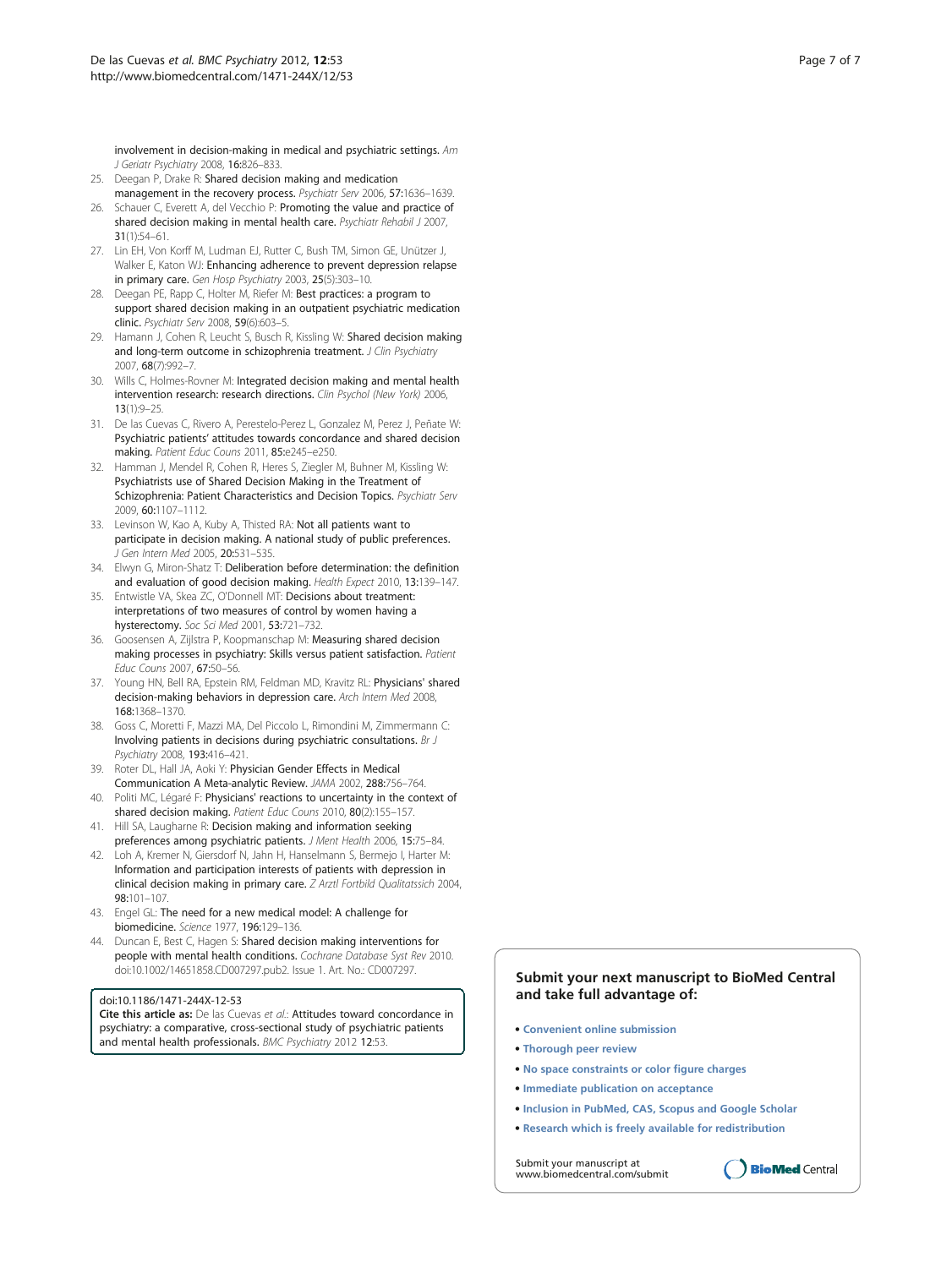involvement in decision-making in medical and psychiatric settings. *Am J Geriatr Psychiatry* 2008, **16**:826–833.

25. Deegan P, Drake R: **Shared decision making and medication management in the recovery process.** *Psychiatr Serv* 2006, **57**:1636–1639.
26. Schauer C, Everett A, del Vecchio P: **Promoting the value and practice of shared decision making in mental health care.** *Psychiatr Rehabil J* 2007, **31**(1):54–61.
27. Lin EH, Von Korff M, Ludman EJ, Rutter C, Bush TM, Simon GE, Unützer J, Walker E, Katon WJ: **Enhancing adherence to prevent depression relapse in primary care.** *Gen Hosp Psychiatry* 2003, **25**(5):303–10.
28. Deegan PE, Rapp C, Holter M, Riefer M: **Best practices: a program to support shared decision making in an outpatient psychiatric medication clinic.** *Psychiatr Serv* 2008, **59**(6):603–5.
29. Hamann J, Cohen R, Leucht S, Busch R, Kissling W: **Shared decision making and long-term outcome in schizophrenia treatment.** *J Clin Psychiatry* 2007, **68**(7):992–7.
30. Wills C, Holmes-Rovner M: **Integrated decision making and mental health intervention research: research directions.** *Clin Psychol (New York)* 2006, **13**(1):9–25.
31. De las Cuevas C, Rivero A, Perestelo-Perez L, Gonzalez M, Perez J, Peñate W: **Psychiatric patients' attitudes towards concordance and shared decision making.** *Patient Educ Couns* 2011, **85**:e245–e250.
32. Hamman J, Mendel R, Cohen R, Heres S, Ziegler M, Buhner M, Kissling W: **Psychiatrists use of Shared Decision Making in the Treatment of Schizophrenia: Patient Characteristics and Decision Topics.** *Psychiatr Serv* 2009, **60**:1107–1112.
33. Levinson W, Kao A, Kuby A, Thisted RA: **Not all patients want to participate in decision making. A national study of public preferences.** *J Gen Intern Med* 2005, **20**:531–535.
34. Elwyn G, Miron-Shatz T: **Deliberation before determination: the definition and evaluation of good decision making.** *Health Expect* 2010, **13**:139–147.
35. Entwistle VA, Skea ZC, O'Donnell MT: **Decisions about treatment: interpretations of two measures of control by women having a hysterectomy.** *Soc Sci Med* 2001, **53**:721–732.
36. Goosensen A, Zijlstra P, Koopmanschap M: **Measuring shared decision making processes in psychiatry: Skills versus patient satisfaction.** *Patient Educ Couns* 2007, **67**:50–56.
37. Young HN, Bell RA, Epstein RM, Feldman MD, Kravitz RL: **Physicians' shared decision-making behaviors in depression care.** *Arch Intern Med* 2008, **168**:1368–1370.
38. Goss C, Moretti F, Mazzi MA, Del Piccolo L, Rimondini M, Zimmermann C: **Involving patients in decisions during psychiatric consultations.** *Br J Psychiatry* 2008, **193**:416–421.
39. Roter DL, Hall JA, Aoki Y: **Physician Gender Effects in Medical Communication A Meta-analytic Review.** *JAMA* 2002, **288**:756–764.
40. Politi MC, Légaré F: **Physicians' reactions to uncertainty in the context of shared decision making.** *Patient Educ Couns* 2010, **80**(2):155–157.
41. Hill SA, Laugharne R: **Decision making and information seeking preferences among psychiatric patients.** *J Ment Health* 2006, **15**:75–84.
42. Loh A, Kremer N, Giersdorf N, Jahn H, Hanselmann S, Bermejo I, Harter M: **Information and participation interests of patients with depression in clinical decision making in primary care.** *Z Arztl Fortbild Qualitatssich* 2004, **98**:101–107.
43. Engel GL: **The need for a new medical model: A challenge for biomedicine.** *Science* 1977, **196**:129–136.
44. Duncan E, Best C, Hagen S: **Shared decision making interventions for people with mental health conditions.** *Cochrane Database Syst Rev* 2010. doi:10.1002/14651858.CD007297.pub2. Issue 1. Art. No.: CD007297.

doi:10.1186/1471-244X-12-53

**Cite this article as:** De las Cuevas *et al.*: Attitudes toward concordance in psychiatry: a comparative, cross-sectional study of psychiatric patients and mental health professionals. *BMC Psychiatry* 2012 **12**:53.

**Submit your next manuscript to BioMed Central and take full advantage of:**

- **Convenient online submission**
- **Thorough peer review**
- **No space constraints or color figure charges**
- **Immediate publication on acceptance**
- **Inclusion in PubMed, CAS, Scopus and Google Scholar**
- **Research which is freely available for redistribution**

Submit your manuscript at www.biomedcentral.com/submit

BioMed Central